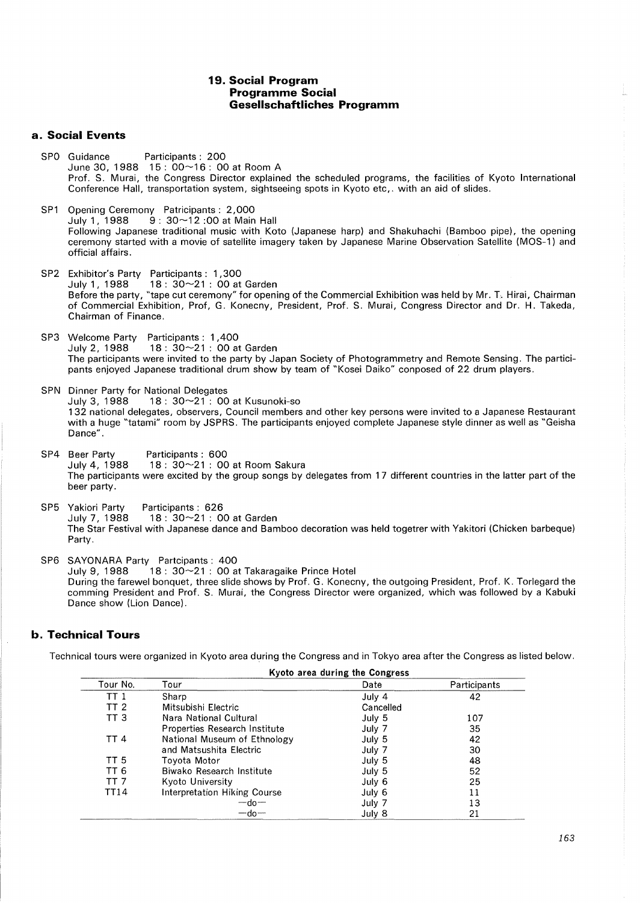## 19. Social Program
## Programme Social
## Gesellschaftliches Programm

### a. Social Events

SPO Guidance Participants : 200
June 30, 1988 15 : 00~16 : 00 at Room A
Prof. S. Murai, the Congress Director explained the scheduled programs, the facilities of Kyoto International Conference Hall, transportation system, sightseeing spots in Kyoto etc,. with an aid of slides.

SP1 Opening Ceremony Patricipants : 2,000
July 1, 1988 9 : 30~12 :00 at Main Hall
Following Japanese traditional music with Koto (Japanese harp) and Shakuhachi (Bamboo pipe), the opening ceremony started with a movie of satellite imagery taken by Japanese Marine Observation Satellite (MOS-1) and official affairs.

SP2 Exhibitor's Party Participants : 1,300
July 1, 1988 18 : 30~21 : 00 at Garden
Before the party, "tape cut ceremony" for opening of the Commercial Exhibition was held by Mr. T. Hirai, Chairman of Commercial Exhibition, Prof, G. Konecny, President, Prof. S. Murai, Congress Director and Dr. H. Takeda, Chairman of Finance.

SP3 Welcome Party Participants : 1,400
July 2, 1988 18 : 30~21 : 00 at Garden
The participants were invited to the party by Japan Society of Photogrammetry and Remote Sensing. The participants enjoyed Japanese traditional drum show by team of "Kosei Daiko" conposed of 22 drum players.

SPN Dinner Party for National Delegates
July 3, 1988 18 : 30~21 : 00 at Kusunoki-so
132 national delegates, observers, Council members and other key persons were invited to a Japanese Restaurant with a huge "tatami" room by JSPRS. The participants enjoyed complete Japanese style dinner as well as "Geisha Dance".

SP4 Beer Party Participants : 600
July 4, 1988 18 : 30~21 : 00 at Room Sakura
The participants were excited by the group songs by delegates from 17 different countries in the latter part of the beer party.

SP5 Yakiori Party Participants : 626
July 7, 1988 18 : 30~21 : 00 at Garden
The Star Festival with Japanese dance and Bamboo decoration was held togetrer with Yakitori (Chicken barbeque) Party.

SP6 SAYONARA Party Partcipants : 400
July 9, 1988 18 : 30~21 : 00 at Takaragaike Prince Hotel
During the farewel bonquet, three slide shows by Prof. G. Konecny, the outgoing President, Prof. K. Torlegard the comming President and Prof. S. Murai, the Congress Director were organized, which was followed by a Kabuki Dance show (Lion Dance).

### b. Technical Tours

Technical tours were organized in Kyoto area during the Congress and in Tokyo area after the Congress as listed below.

**Kyoto area during the Congress**

| Tour No. | Tour | Date | Participants |
|---|---|---|---|
| TT 1 | Sharp | July 4 | 42 |
| TT 2 | Mitsubishi Electric | Cancelled | |
| TT 3 | Nara National Cultural | July 5 | 107 |
| | Properties Research Institute | July 7 | 35 |
| TT 4 | National Museum of Ethnology | July 5 | 42 |
| | and Matsushita Electric | July 7 | 30 |
| TT 5 | Toyota Motor | July 5 | 48 |
| TT 6 | Biwako Research Institute | July 5 | 52 |
| TT 7 | Kyoto University | July 6 | 25 |
| TT14 | Interpretation Hiking Course | July 6 | 11 |
| | —do— | July 7 | 13 |
| | —do— | July 8 | 21 |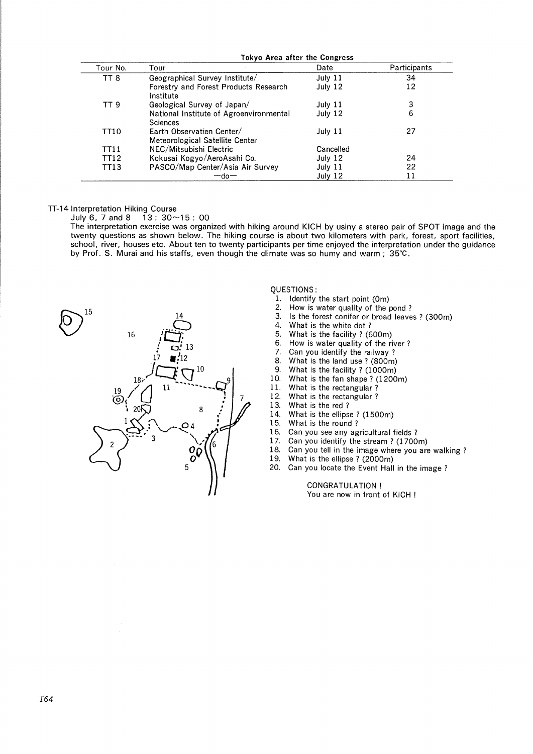**Tokyo Area after the Congress**

| Tour No. | Tour | Date | Participants |
|---|---|---|---|
| TT 8 | Geographical Survey Institute/ | July 11 | 34 |
| | Forestry and Forest Products Research Institute | July 12 | 12 |
| TT 9 | Geological Survey of Japan/ | July 11 | 3 |
| | National Institute of Agroenvironmental Sciences | July 12 | 6 |
| TT10 | Earth Observatien Center/ Meteorological Satellite Center | July 11 | 27 |
| TT11 | NEC/Mitsubishi Electric | Cancelled | |
| TT12 | Kokusai Kogyo/AeroAsahi Co. | July 12 | 24 |
| TT13 | PASCO/Map Center/Asia Air Survey | July 11 | 22 |
| | —do— | July 12 | 11 |

TT-14 Interpretation Hiking Course

July 6, 7 and 8　13：30～15：00

The interpretation exercise was organized with hiking around KICH by usiny a stereo pair of SPOT image and the twenty questions as shown below. The hiking course is about two kilometers with park, forest, sport facilities, school, river, houses etc. About ten to twenty participants per time enjoyed the interpretation under the guidance by Prof. S. Murai and his staffs, even though the climate was so humy and warm ; 35°C.

QUESTIONS:

1. Identify the start point (0m)
2. How is water quality of the pond ?
3. Is the forest conifer or broad leaves ? (300m)
4. What is the white dot ?
5. What is the facility ? (600m)
6. How is water quality of the river ?
7. Can you identify the railway ?
8. What is the land use ? (800m)
9. What is the facility ? (1000m)
10. What is the fan shape ? (1200m)
11. What is the rectangular ?
12. What is the rectangular ?
13. What is the red ?
14. What is the ellipse ? (1500m)
15. What is the round ?
16. Can you see any agricultural fields ?
17. Can you identify the stream ? (1700m)
18. Can you tell in the image where you are walking ?
19. What is the ellipse ? (2000m)
20. Can you locate the Event Hall in the image ?

CONGRATULATION !
You are now in front of KICH !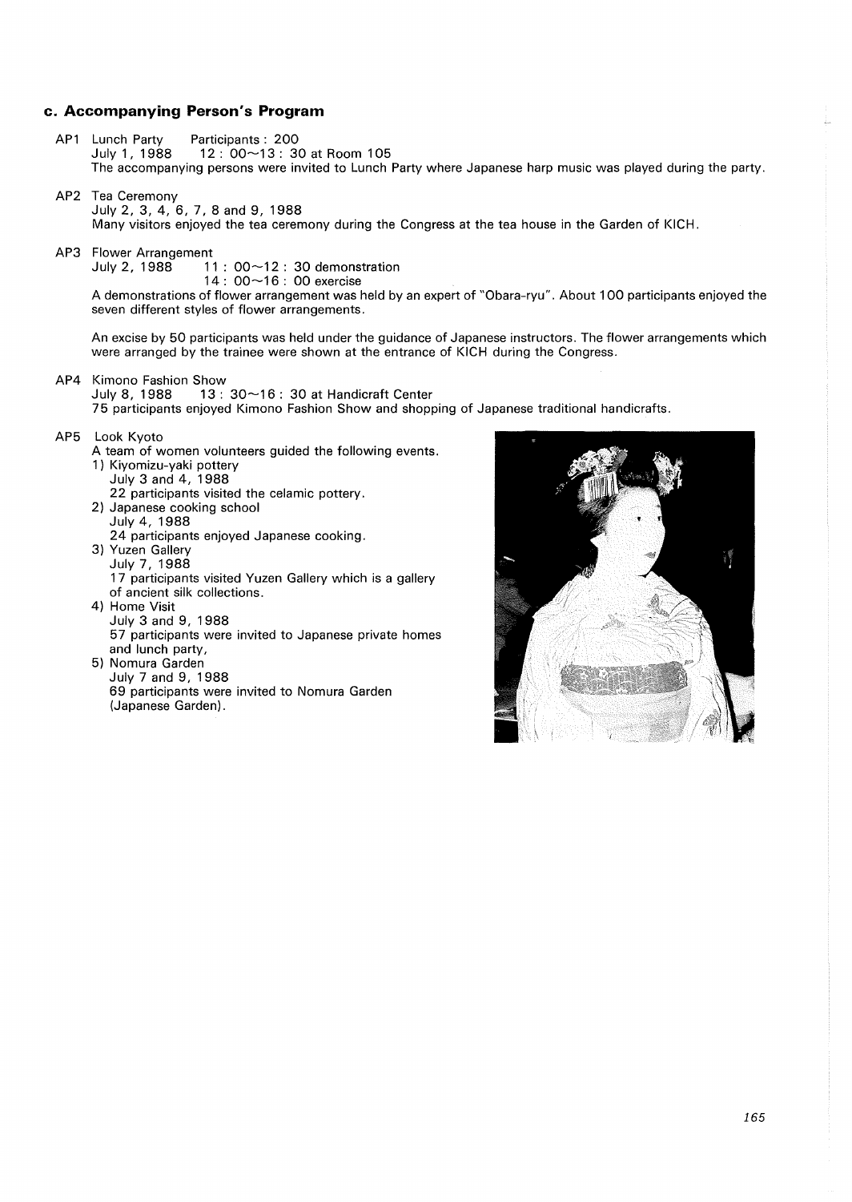### c. Accompanying Person's Program

AP1 Lunch Party Participants : 200
July 1, 1988 12 : 00~13 : 30 at Room 105
The accompanying persons were invited to Lunch Party where Japanese harp music was played during the party.

AP2 Tea Ceremony
July 2, 3, 4, 6, 7, 8 and 9, 1988
Many visitors enjoyed the tea ceremony during the Congress at the tea house in the Garden of KICH.

AP3 Flower Arrangement
July 2, 1988 11 : 00~12 : 30 demonstration
14 : 00~16 : 00 exercise
A demonstrations of flower arrangement was held by an expert of "Obara-ryu". About 100 participants enjoyed the seven different styles of flower arrangements.

An excise by 50 participants was held under the guidance of Japanese instructors. The flower arrangements which were arranged by the trainee were shown at the entrance of KICH during the Congress.

AP4 Kimono Fashion Show
July 8, 1988 13 : 30~16 : 30 at Handicraft Center
75 participants enjoyed Kimono Fashion Show and shopping of Japanese traditional handicrafts.

AP5 Look Kyoto
A team of women volunteers guided the following events.

1) Kiyomizu-yaki pottery
July 3 and 4, 1988
22 participants visited the celamic pottery.
2) Japanese cooking school
July 4, 1988
24 participants enjoyed Japanese cooking.
3) Yuzen Gallery
July 7, 1988
17 participants visited Yuzen Gallery which is a gallery of ancient silk collections.
4) Home Visit
July 3 and 9, 1988
57 participants were invited to Japanese private homes and lunch party,
5) Nomura Garden
July 7 and 9, 1988
69 participants were invited to Nomura Garden (Japanese Garden).